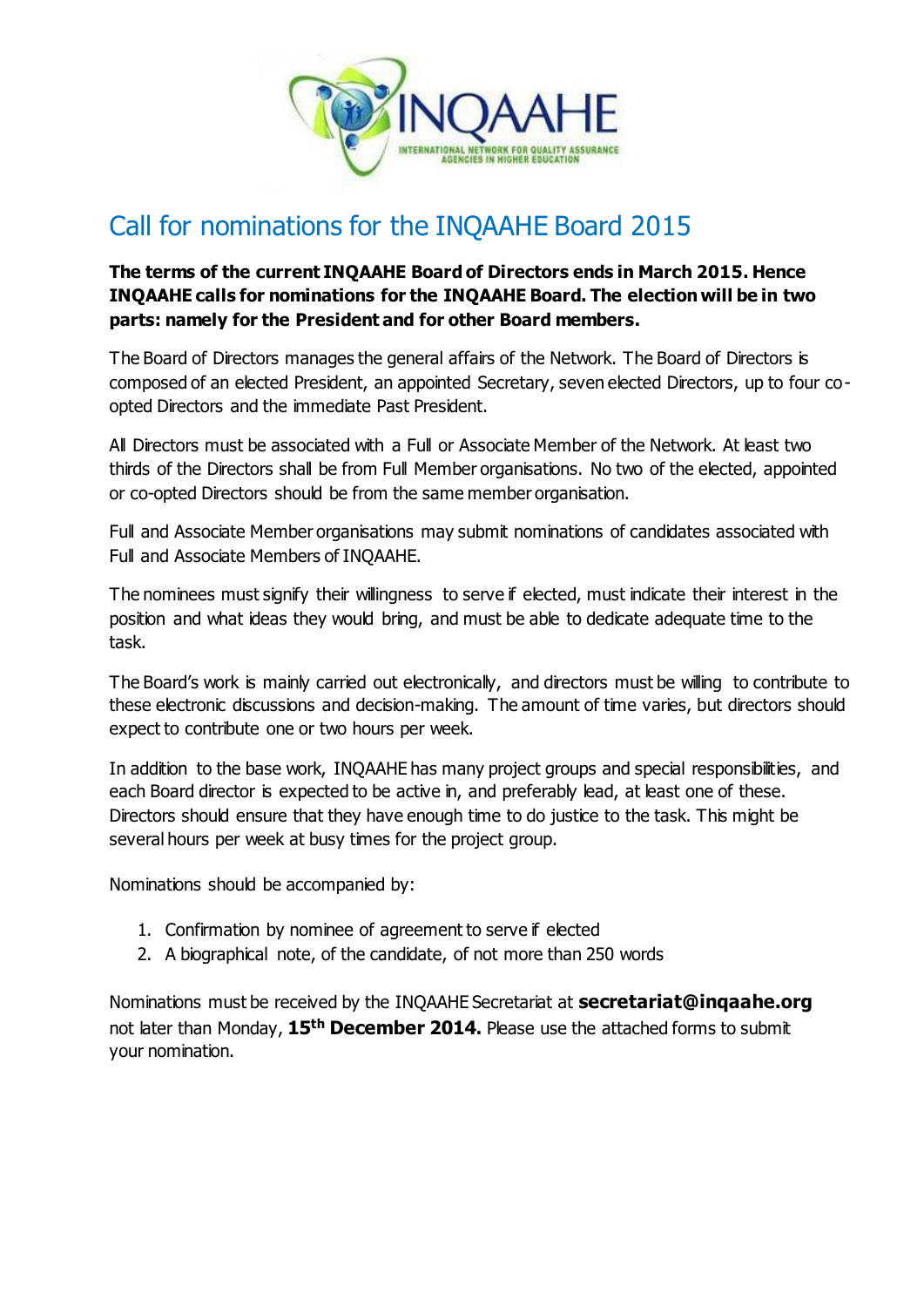# Call for nominations for the INQAAHE Board 2015

**The terms of the current INQAAHE Board of Directors ends in March 2015. Hence INQAAHE calls for nominations for the INQAAHE Board. The election will be in two parts: namely for the President and for other Board members.**

The Board of Directors manages the general affairs of the Network. The Board of Directors is composed of an elected President, an appointed Secretary, seven elected Directors, up to four co-opted Directors and the immediate Past President.

All Directors must be associated with a Full or Associate Member of the Network. At least two thirds of the Directors shall be from Full Member organisations. No two of the elected, appointed or co-opted Directors should be from the same member organisation.

Full and Associate Member organisations may submit nominations of candidates associated with Full and Associate Members of INQAAHE.

The nominees must signify their willingness to serve if elected, must indicate their interest in the position and what ideas they would bring, and must be able to dedicate adequate time to the task.

The Board's work is mainly carried out electronically, and directors must be willing to contribute to these electronic discussions and decision-making. The amount of time varies, but directors should expect to contribute one or two hours per week.

In addition to the base work, INQAAHE has many project groups and special responsibilities, and each Board director is expected to be active in, and preferably lead, at least one of these. Directors should ensure that they have enough time to do justice to the task. This might be several hours per week at busy times for the project group.

Nominations should be accompanied by:

1. Confirmation by nominee of agreement to serve if elected
2. A biographical note, of the candidate, of not more than 250 words

Nominations must be received by the INQAAHE Secretariat at **secretariat@inqaahe.org** not later than Monday, **15th December 2014.** Please use the attached forms to submit your nomination.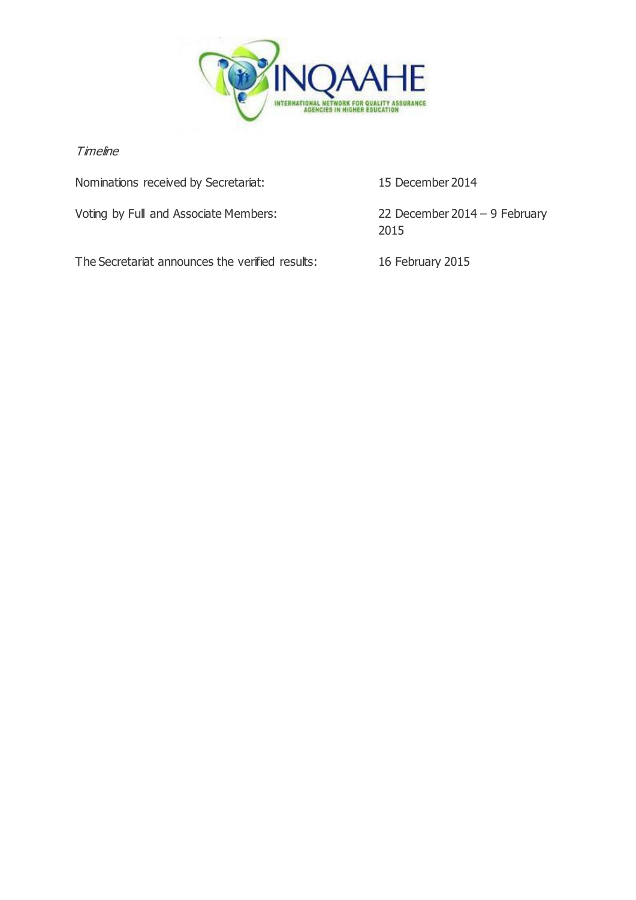*Timeline*

| | |
|---|---|
| Nominations received by Secretariat: | 15 December 2014 |
| Voting by Full and Associate Members: | 22 December 2014 – 9 February 2015 |
| The Secretariat announces the verified results: | 16 February 2015 |